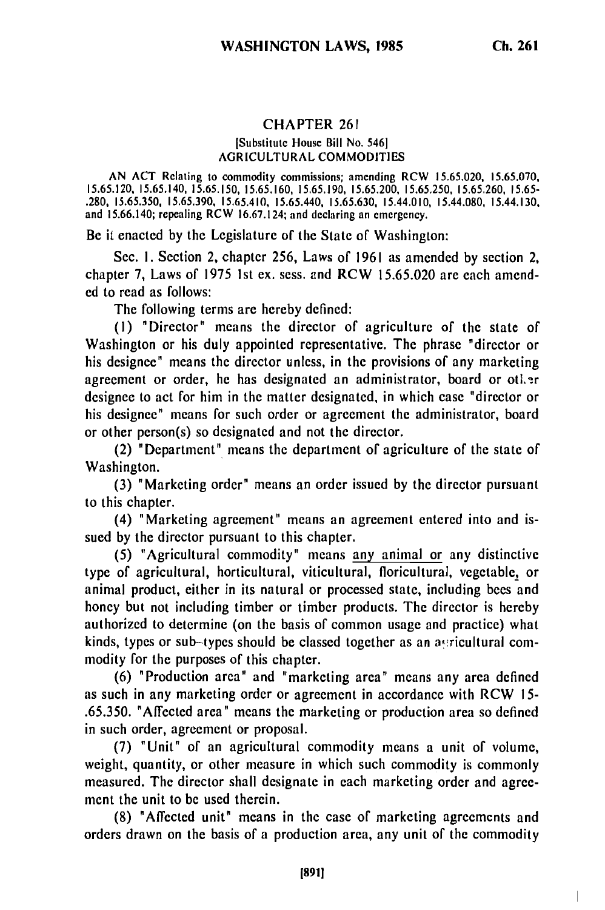# CHAPTER 261

[Substitute House Bill No. 546]

AGRICULTURAL COMMODITIES

AN ACT Relating to commodity commissions; amending RCW 15.65.020, 15.65.070, 15.65.120, 15.65.140, 15.65.150, 15.65.160, 15.65.190, 15.65.200, 15.65.250, 15.65.260, 15.65-.280, 15.65.350, 15.65.390, 15.65.410, 15.65.440, 15.65.630, 15.44.010, 15.44.080, 15.44.130, and 15.66.140; repealing RCW 16.67.124; and declaring an emergency.

Be it enacted by the Legislature of the State of Washington:

Sec. 1. Section 2, chapter 256, Laws of 1961 as amended by section 2, chapter 7, Laws of 1975 1st ex. sess. and RCW 15.65.020 are each amended to read as follows:

The following terms are hereby defined:

(1) "Director" means the director of agriculture of the state of Washington or his duly appointed representative. The phrase "director or his designee" means the director unless, in the provisions of any marketing agreement or order, he has designated an administrator, board or other designee to act for him in the matter designated, in which case "director or his designee" means for such order or agreement the administrator, board or other person(s) so designated and not the director.

(2) "Department" means the department of agriculture of the state of Washington.

(3) "Marketing order" means an order issued by the director pursuant to this chapter.

(4) "Marketing agreement" means an agreement entered into and issued by the director pursuant to this chapter.

(5) "Agricultural commodity" means any animal or any distinctive type of agricultural, horticultural, viticultural, floricultural, vegetable, or animal product, either in its natural or processed state, including bees and honey but not including timber or timber products. The director is hereby authorized to determine (on the basis of common usage and practice) what kinds, types or sub-types should be classed together as an agricultural commodity for the purposes of this chapter.

(6) "Production area" and "marketing area" means any area defined as such in any marketing order or agreement in accordance with RCW 15-.65.350. "Affected area" means the marketing or production area so defined in such order, agreement or proposal.

(7) "Unit" of an agricultural commodity means a unit of volume, weight, quantity, or other measure in which such commodity is commonly measured. The director shall designate in each marketing order and agreement the unit to be used therein.

(8) "Affected unit" means in the case of marketing agreements and orders drawn on the basis of a production area, any unit of the commodity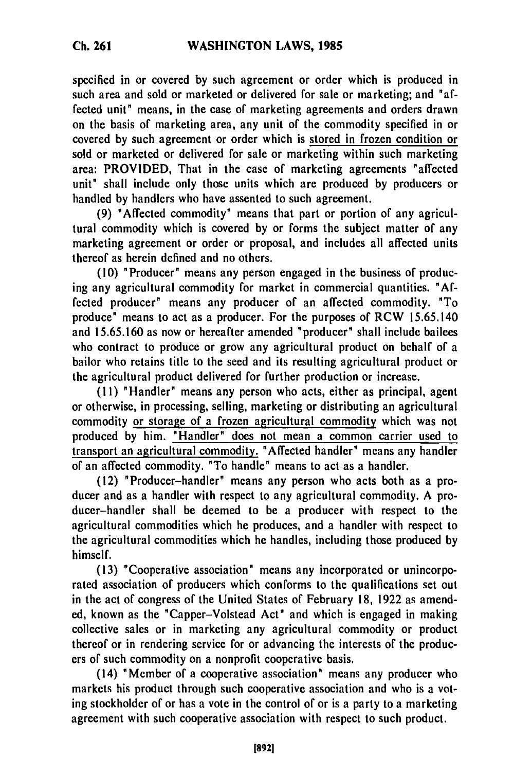specified in or covered by such agreement or order which is produced in such area and sold or marketed or delivered for sale or marketing; and "affected unit" means, in the case of marketing agreements and orders drawn on the basis of marketing area, any unit of the commodity specified in or covered by such agreement or order which is stored in frozen condition or sold or marketed or delivered for sale or marketing within such marketing area: PROVIDED, That in the case of marketing agreements "affected unit" shall include only those units which are produced by producers or handled by handlers who have assented to such agreement.

(9) "Affected commodity" means that part or portion of any agricultural commodity which is covered by or forms the subject matter of any marketing agreement or order or proposal, and includes all affected units thereof as herein defined and no others.

(10) "Producer" means any person engaged in the business of producing any agricultural commodity for market in commercial quantities. "Affected producer" means any producer of an affected commodity. "To produce" means to act as a producer. For the purposes of RCW 15.65.140 and 15.65.160 as now or hereafter amended "producer" shall include bailees who contract to produce or grow any agricultural product on behalf of a bailor who retains title to the seed and its resulting agricultural product or the agricultural product delivered for further production or increase.

(11) "Handler" means any person who acts, either as principal, agent or otherwise, in processing, selling, marketing or distributing an agricultural commodity or storage of a frozen agricultural commodity which was not produced by him. "Handler" does not mean a common carrier used to transport an agricultural commodity. "Affected handler" means any handler of an affected commodity. "To handle" means to act as a handler.

(12) "Producer-handler" means any person who acts both as a producer and as a handler with respect to any agricultural commodity. A producer-handler shall be deemed to be a producer with respect to the agricultural commodities which he produces, and a handler with respect to the agricultural commodities which he handles, including those produced by himself.

(13) "Cooperative association" means any incorporated or unincorporated association of producers which conforms to the qualifications set out in the act of congress of the United States of February 18, 1922 as amended, known as the "Capper-Volstead Act" and which is engaged in making collective sales or in marketing any agricultural commodity or product thereof or in rendering service for or advancing the interests of the producers of such commodity on a nonprofit cooperative basis.

(14) "Member of a cooperative association" means any producer who markets his product through such cooperative association and who is a voting stockholder of or has a vote in the control of or is a party to a marketing agreement with such cooperative association with respect to such product.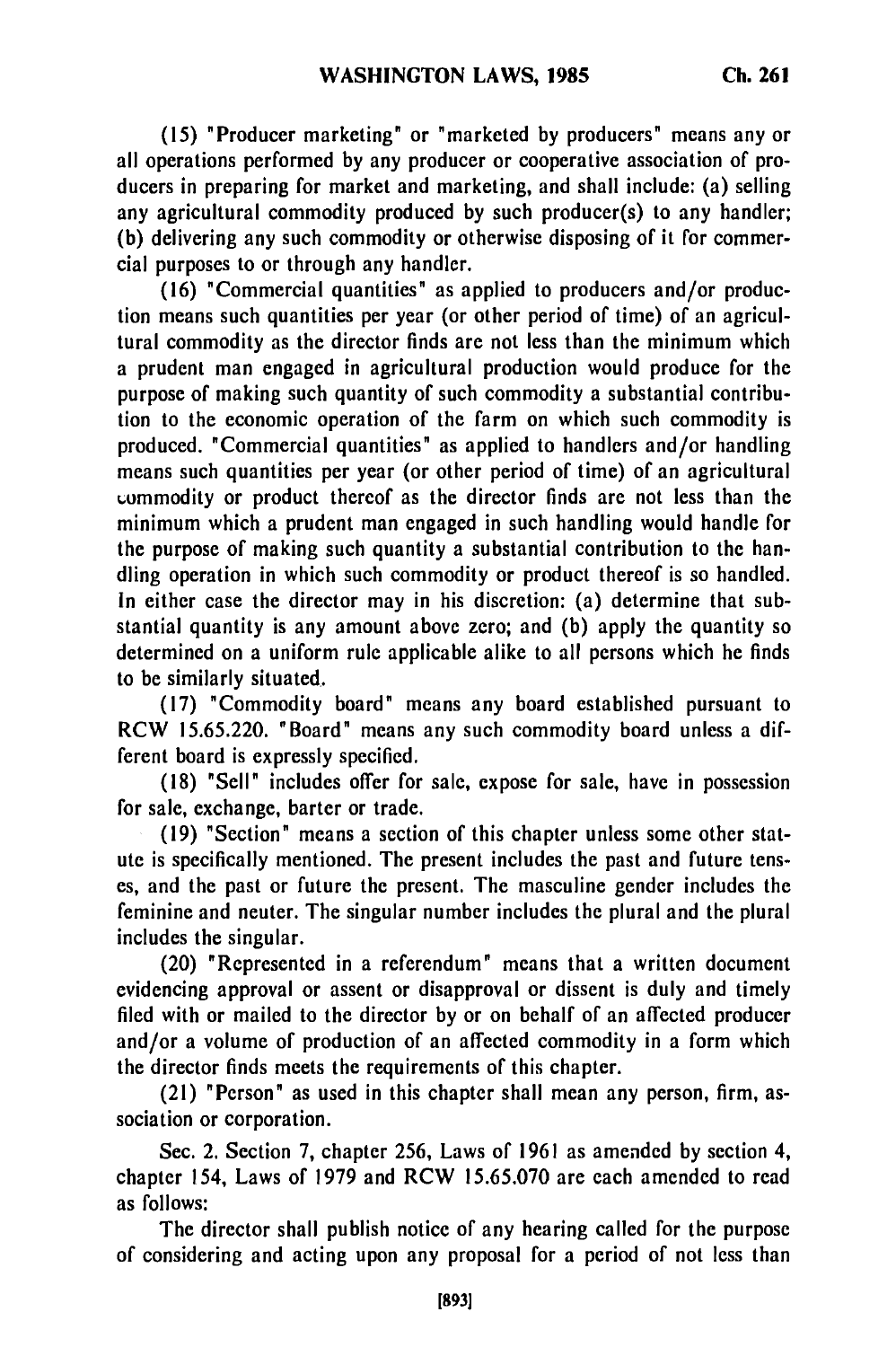(15) "Producer marketing" or "marketed by producers" means any or all operations performed by any producer or cooperative association of producers in preparing for market and marketing, and shall include: (a) selling any agricultural commodity produced by such producer(s) to any handler; (b) delivering any such commodity or otherwise disposing of it for commercial purposes to or through any handler.

(16) "Commercial quantities" as applied to producers and/or production means such quantities per year (or other period of time) of an agricultural commodity as the director finds are not less than the minimum which a prudent man engaged in agricultural production would produce for the purpose of making such quantity of such commodity a substantial contribution to the economic operation of the farm on which such commodity is produced. "Commercial quantities" as applied to handlers and/or handling means such quantities per year (or other period of time) of an agricultural commodity or product thereof as the director finds are not less than the minimum which a prudent man engaged in such handling would handle for the purpose of making such quantity a substantial contribution to the handling operation in which such commodity or product thereof is so handled. In either case the director may in his discretion: (a) determine that substantial quantity is any amount above zero; and (b) apply the quantity so determined on a uniform rule applicable alike to all persons which he finds to be similarly situated.

(17) "Commodity board" means any board established pursuant to RCW 15.65.220. "Board" means any such commodity board unless a different board is expressly specified.

(18) "Sell" includes offer for sale, expose for sale, have in possession for sale, exchange, barter or trade.

(19) "Section" means a section of this chapter unless some other statute is specifically mentioned. The present includes the past and future tenses, and the past or future the present. The masculine gender includes the feminine and neuter. The singular number includes the plural and the plural includes the singular.

(20) "Represented in a referendum" means that a written document evidencing approval or assent or disapproval or dissent is duly and timely filed with or mailed to the director by or on behalf of an affected producer and/or a volume of production of an affected commodity in a form which the director finds meets the requirements of this chapter.

(21) "Person" as used in this chapter shall mean any person, firm, association or corporation.

Sec. 2. Section 7, chapter 256, Laws of 1961 as amended by section 4, chapter 154, Laws of 1979 and RCW 15.65.070 are each amended to read as follows:

The director shall publish notice of any hearing called for the purpose of considering and acting upon any proposal for a period of not less than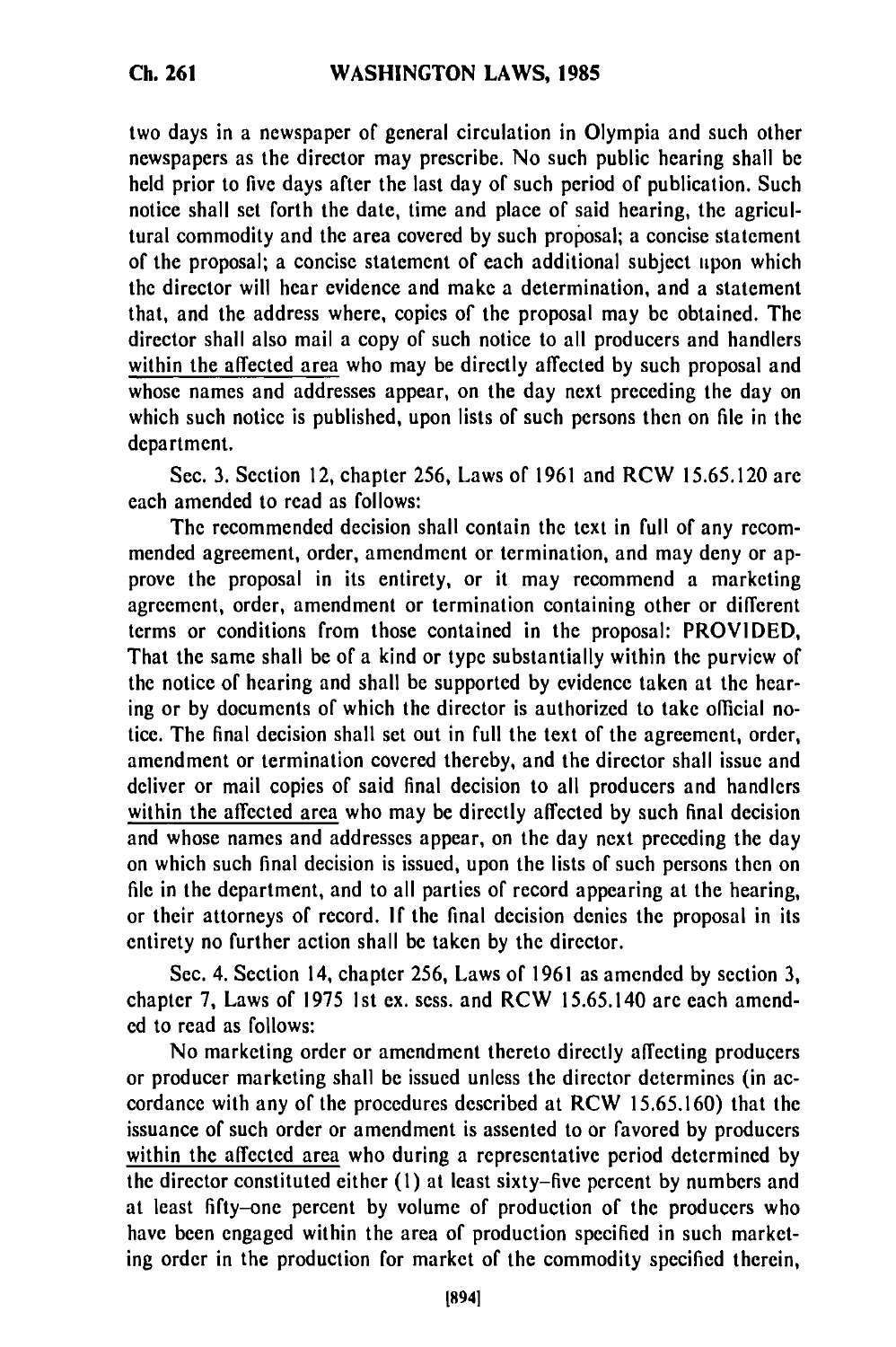two days in a newspaper of general circulation in Olympia and such other newspapers as the director may prescribe. No such public hearing shall be held prior to five days after the last day of such period of publication. Such notice shall set forth the date, time and place of said hearing, the agricultural commodity and the area covered by such proposal; a concise statement of the proposal; a concise statement of each additional subject upon which the director will hear evidence and make a determination, and a statement that, and the address where, copies of the proposal may be obtained. The director shall also mail a copy of such notice to all producers and handlers within the affected area who may be directly affected by such proposal and whose names and addresses appear, on the day next preceding the day on which such notice is published, upon lists of such persons then on file in the department.

Sec. 3. Section 12, chapter 256, Laws of 1961 and RCW 15.65.120 are each amended to read as follows:

The recommended decision shall contain the text in full of any recommended agreement, order, amendment or termination, and may deny or approve the proposal in its entirety, or it may recommend a marketing agreement, order, amendment or termination containing other or different terms or conditions from those contained in the proposal: PROVIDED, That the same shall be of a kind or type substantially within the purview of the notice of hearing and shall be supported by evidence taken at the hearing or by documents of which the director is authorized to take official notice. The final decision shall set out in full the text of the agreement, order, amendment or termination covered thereby, and the director shall issue and deliver or mail copies of said final decision to all producers and handlers within the affected area who may be directly affected by such final decision and whose names and addresses appear, on the day next preceding the day on which such final decision is issued, upon the lists of such persons then on file in the department, and to all parties of record appearing at the hearing, or their attorneys of record. If the final decision denies the proposal in its entirety no further action shall be taken by the director.

Sec. 4. Section 14, chapter 256, Laws of 1961 as amended by section 3, chapter 7, Laws of 1975 1st ex. sess. and RCW 15.65.140 are each amended to read as follows:

No marketing order or amendment thereto directly affecting producers or producer marketing shall be issued unless the director determines (in accordance with any of the procedures described at RCW 15.65.160) that the issuance of such order or amendment is assented to or favored by producers within the affected area who during a representative period determined by the director constituted either (1) at least sixty-five percent by numbers and at least fifty-one percent by volume of production of the producers who have been engaged within the area of production specified in such marketing order in the production for market of the commodity specified therein,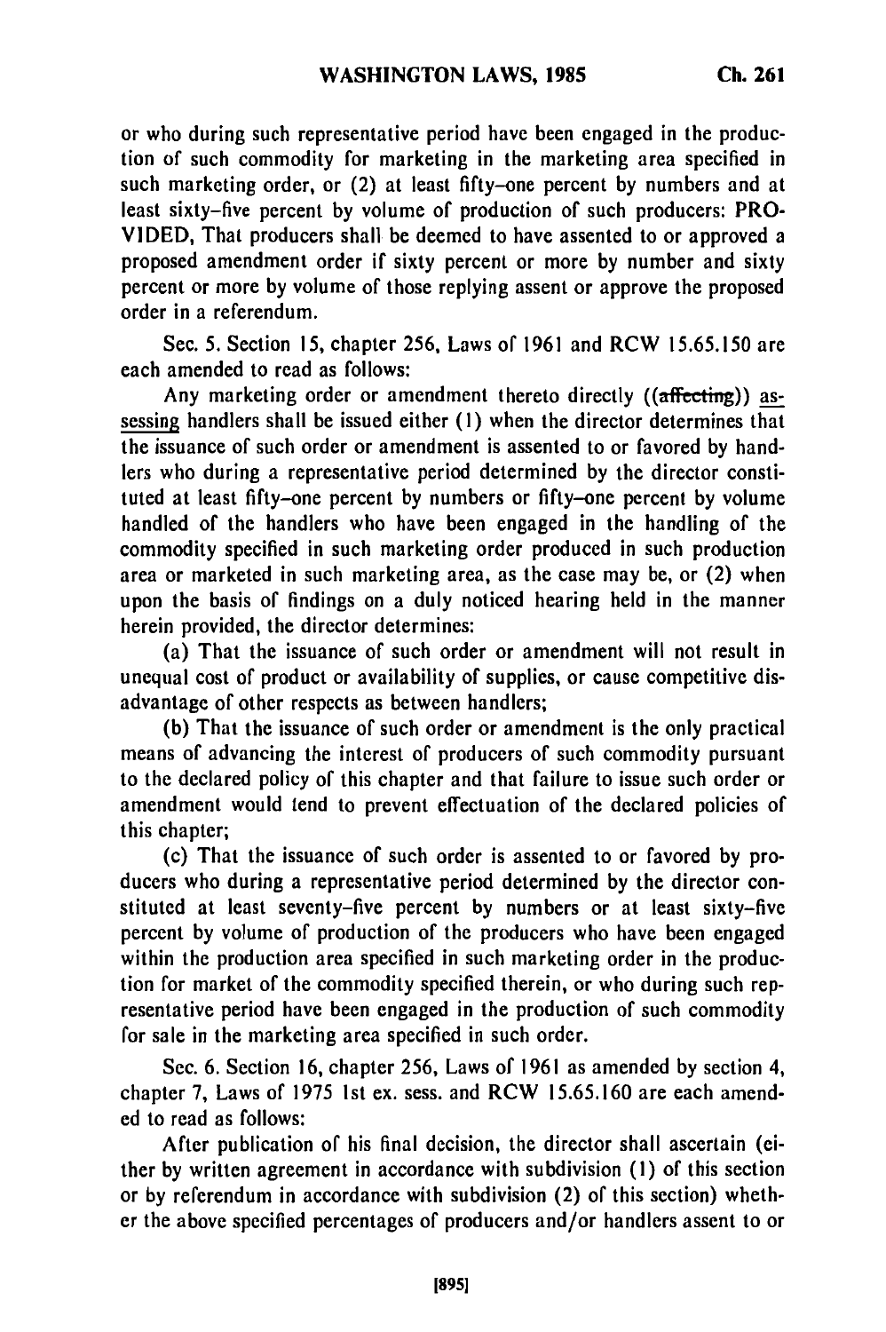or who during such representative period have been engaged in the production of such commodity for marketing in the marketing area specified in such marketing order, or (2) at least fifty-one percent by numbers and at least sixty-five percent by volume of production of such producers: PROVIDED, That producers shall be deemed to have assented to or approved a proposed amendment order if sixty percent or more by number and sixty percent or more by volume of those replying assent or approve the proposed order in a referendum.

Sec. 5. Section 15, chapter 256, Laws of 1961 and RCW 15.65.150 are each amended to read as follows:

Any marketing order or amendment thereto directly ((~~affecting~~)) assessing handlers shall be issued either (1) when the director determines that the issuance of such order or amendment is assented to or favored by handlers who during a representative period determined by the director constituted at least fifty-one percent by numbers or fifty-one percent by volume handled of the handlers who have been engaged in the handling of the commodity specified in such marketing order produced in such production area or marketed in such marketing area, as the case may be, or (2) when upon the basis of findings on a duly noticed hearing held in the manner herein provided, the director determines:

(a) That the issuance of such order or amendment will not result in unequal cost of product or availability of supplies, or cause competitive disadvantage of other respects as between handlers;

(b) That the issuance of such order or amendment is the only practical means of advancing the interest of producers of such commodity pursuant to the declared policy of this chapter and that failure to issue such order or amendment would tend to prevent effectuation of the declared policies of this chapter;

(c) That the issuance of such order is assented to or favored by producers who during a representative period determined by the director constituted at least seventy-five percent by numbers or at least sixty-five percent by volume of production of the producers who have been engaged within the production area specified in such marketing order in the production for market of the commodity specified therein, or who during such representative period have been engaged in the production of such commodity for sale in the marketing area specified in such order.

Sec. 6. Section 16, chapter 256, Laws of 1961 as amended by section 4, chapter 7, Laws of 1975 1st ex. sess. and RCW 15.65.160 are each amended to read as follows:

After publication of his final decision, the director shall ascertain (either by written agreement in accordance with subdivision (1) of this section or by referendum in accordance with subdivision (2) of this section) whether the above specified percentages of producers and/or handlers assent to or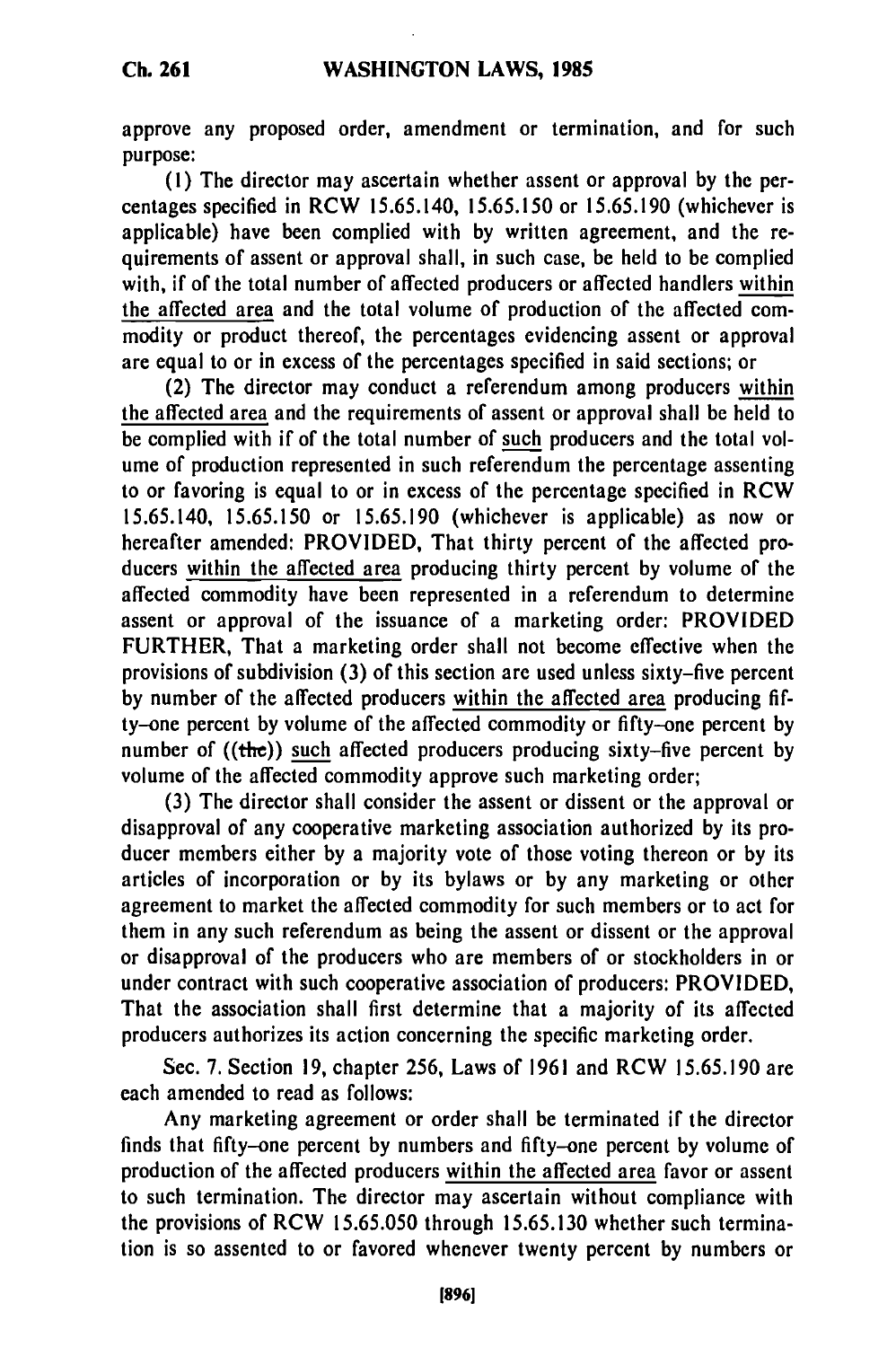approve any proposed order, amendment or termination, and for such purpose:

(1) The director may ascertain whether assent or approval by the percentages specified in RCW 15.65.140, 15.65.150 or 15.65.190 (whichever is applicable) have been complied with by written agreement, and the requirements of assent or approval shall, in such case, be held to be complied with, if of the total number of affected producers or affected handlers within the affected area and the total volume of production of the affected commodity or product thereof, the percentages evidencing assent or approval are equal to or in excess of the percentages specified in said sections; or

(2) The director may conduct a referendum among producers within the affected area and the requirements of assent or approval shall be held to be complied with if of the total number of such producers and the total volume of production represented in such referendum the percentage assenting to or favoring is equal to or in excess of the percentage specified in RCW 15.65.140, 15.65.150 or 15.65.190 (whichever is applicable) as now or hereafter amended: PROVIDED, That thirty percent of the affected producers within the affected area producing thirty percent by volume of the affected commodity have been represented in a referendum to determine assent or approval of the issuance of a marketing order: PROVIDED FURTHER, That a marketing order shall not become effective when the provisions of subdivision (3) of this section are used unless sixty-five percent by number of the affected producers within the affected area producing fifty-one percent by volume of the affected commodity or fifty-one percent by number of ((the)) such affected producers producing sixty-five percent by volume of the affected commodity approve such marketing order;

(3) The director shall consider the assent or dissent or the approval or disapproval of any cooperative marketing association authorized by its producer members either by a majority vote of those voting thereon or by its articles of incorporation or by its bylaws or by any marketing or other agreement to market the affected commodity for such members or to act for them in any such referendum as being the assent or dissent or the approval or disapproval of the producers who are members of or stockholders in or under contract with such cooperative association of producers: PROVIDED, That the association shall first determine that a majority of its affected producers authorizes its action concerning the specific marketing order.

Sec. 7. Section 19, chapter 256, Laws of 1961 and RCW 15.65.190 are each amended to read as follows:

Any marketing agreement or order shall be terminated if the director finds that fifty-one percent by numbers and fifty-one percent by volume of production of the affected producers within the affected area favor or assent to such termination. The director may ascertain without compliance with the provisions of RCW 15.65.050 through 15.65.130 whether such termination is so assented to or favored whenever twenty percent by numbers or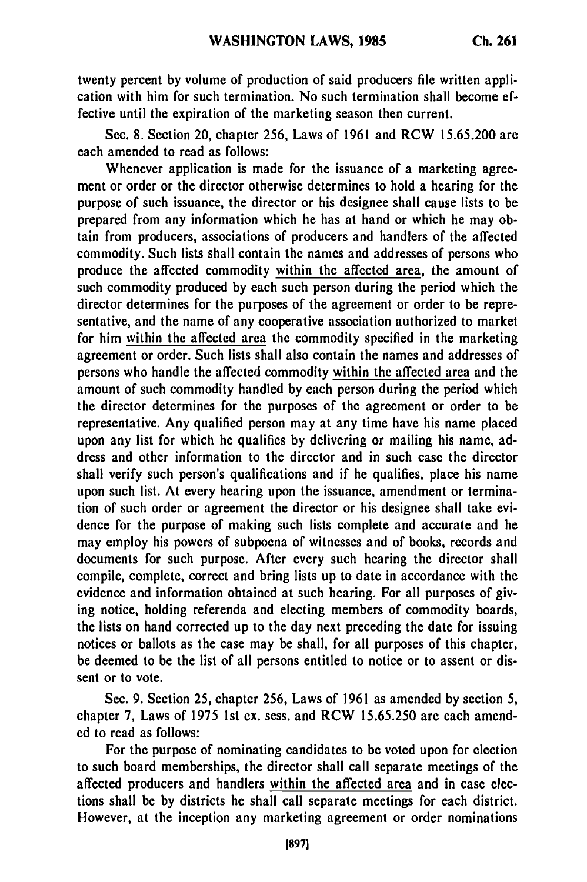twenty percent by volume of production of said producers file written application with him for such termination. No such termination shall become effective until the expiration of the marketing season then current.

Sec. 8. Section 20, chapter 256, Laws of 1961 and RCW 15.65.200 are each amended to read as follows:

Whenever application is made for the issuance of a marketing agreement or order or the director otherwise determines to hold a hearing for the purpose of such issuance, the director or his designee shall cause lists to be prepared from any information which he has at hand or which he may obtain from producers, associations of producers and handlers of the affected commodity. Such lists shall contain the names and addresses of persons who produce the affected commodity within the affected area, the amount of such commodity produced by each such person during the period which the director determines for the purposes of the agreement or order to be representative, and the name of any cooperative association authorized to market for him within the affected area the commodity specified in the marketing agreement or order. Such lists shall also contain the names and addresses of persons who handle the affected commodity within the affected area and the amount of such commodity handled by each person during the period which the director determines for the purposes of the agreement or order to be representative. Any qualified person may at any time have his name placed upon any list for which he qualifies by delivering or mailing his name, address and other information to the director and in such case the director shall verify such person's qualifications and if he qualifies, place his name upon such list. At every hearing upon the issuance, amendment or termination of such order or agreement the director or his designee shall take evidence for the purpose of making such lists complete and accurate and he may employ his powers of subpoena of witnesses and of books, records and documents for such purpose. After every such hearing the director shall compile, complete, correct and bring lists up to date in accordance with the evidence and information obtained at such hearing. For all purposes of giving notice, holding referenda and electing members of commodity boards, the lists on hand corrected up to the day next preceding the date for issuing notices or ballots as the case may be shall, for all purposes of this chapter, be deemed to be the list of all persons entitled to notice or to assent or dissent or to vote.

Sec. 9. Section 25, chapter 256, Laws of 1961 as amended by section 5, chapter 7, Laws of 1975 1st ex. sess. and RCW 15.65.250 are each amended to read as follows:

For the purpose of nominating candidates to be voted upon for election to such board memberships, the director shall call separate meetings of the affected producers and handlers within the affected area and in case elections shall be by districts he shall call separate meetings for each district. However, at the inception any marketing agreement or order nominations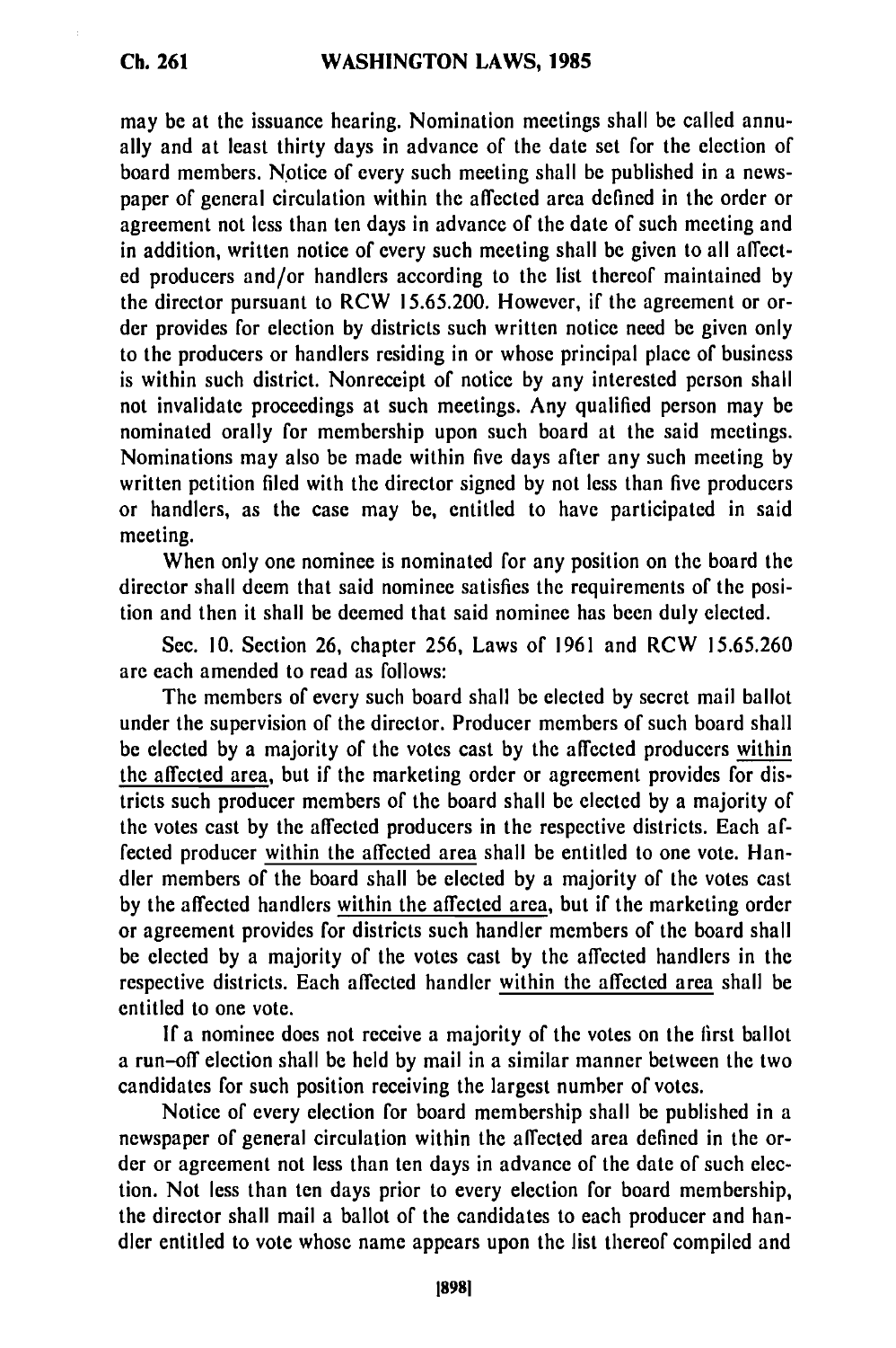may be at the issuance hearing. Nomination meetings shall be called annually and at least thirty days in advance of the date set for the election of board members. Notice of every such meeting shall be published in a newspaper of general circulation within the affected area defined in the order or agreement not less than ten days in advance of the date of such meeting and in addition, written notice of every such meeting shall be given to all affected producers and/or handlers according to the list thereof maintained by the director pursuant to RCW 15.65.200. However, if the agreement or order provides for election by districts such written notice need be given only to the producers or handlers residing in or whose principal place of business is within such district. Nonreceipt of notice by any interested person shall not invalidate proceedings at such meetings. Any qualified person may be nominated orally for membership upon such board at the said meetings. Nominations may also be made within five days after any such meeting by written petition filed with the director signed by not less than five producers or handlers, as the case may be, entitled to have participated in said meeting.

When only one nominee is nominated for any position on the board the director shall deem that said nominee satisfies the requirements of the position and then it shall be deemed that said nominee has been duly elected.

Sec. 10. Section 26, chapter 256, Laws of 1961 and RCW 15.65.260 are each amended to read as follows:

The members of every such board shall be elected by secret mail ballot under the supervision of the director. Producer members of such board shall be elected by a majority of the votes cast by the affected producers <u>within the affected area</u>, but if the marketing order or agreement provides for districts such producer members of the board shall be elected by a majority of the votes cast by the affected producers in the respective districts. Each affected producer <u>within the affected area</u> shall be entitled to one vote. Handler members of the board shall be elected by a majority of the votes cast by the affected handlers <u>within the affected area</u>, but if the marketing order or agreement provides for districts such handler members of the board shall be elected by a majority of the votes cast by the affected handlers in the respective districts. Each affected handler <u>within the affected area</u> shall be entitled to one vote.

If a nominee does not receive a majority of the votes on the first ballot a run-off election shall be held by mail in a similar manner between the two candidates for such position receiving the largest number of votes.

Notice of every election for board membership shall be published in a newspaper of general circulation within the affected area defined in the order or agreement not less than ten days in advance of the date of such election. Not less than ten days prior to every election for board membership, the director shall mail a ballot of the candidates to each producer and handler entitled to vote whose name appears upon the list thereof compiled and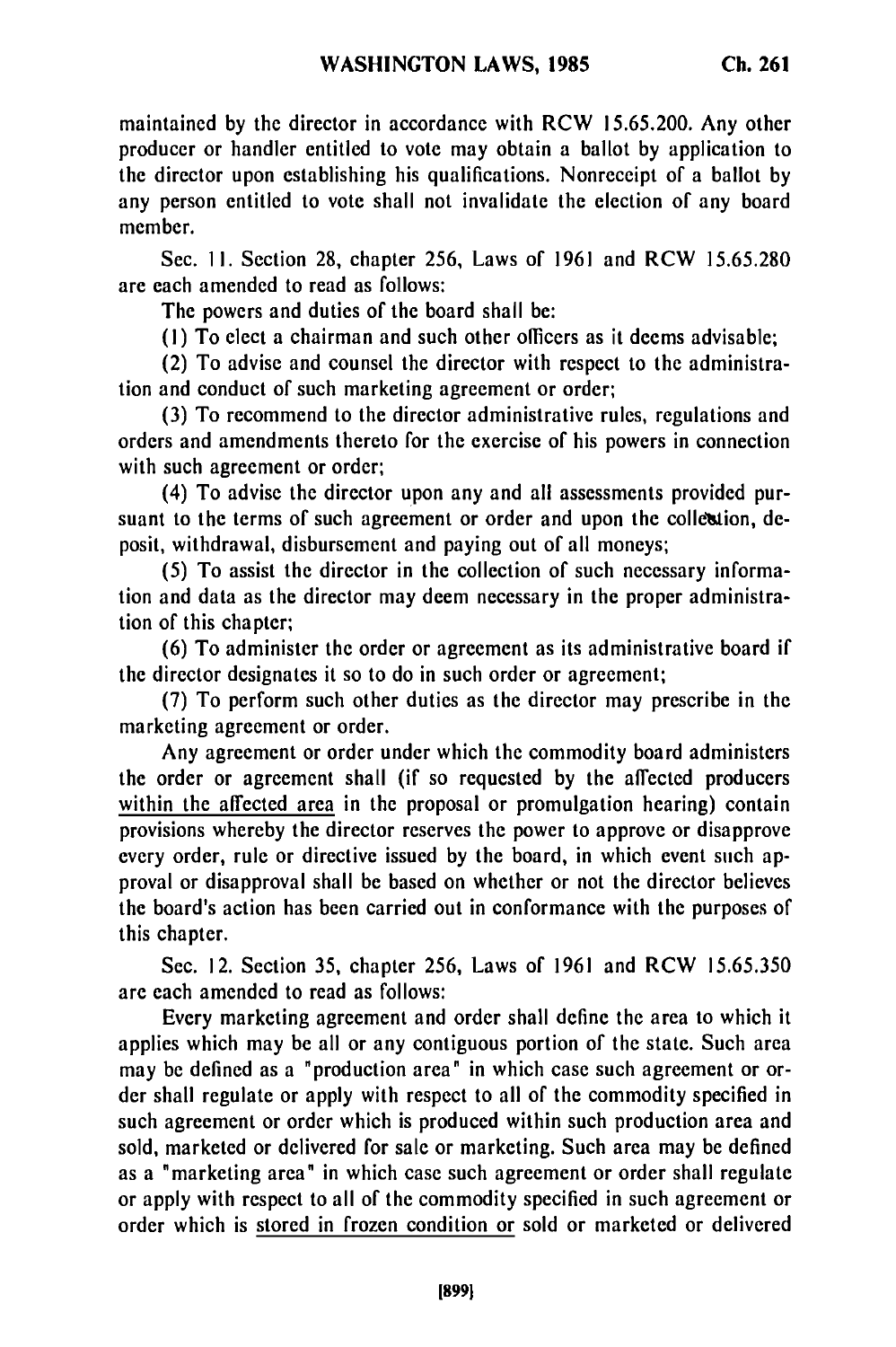maintained by the director in accordance with RCW 15.65.200. Any other producer or handler entitled to vote may obtain a ballot by application to the director upon establishing his qualifications. Nonreceipt of a ballot by any person entitled to vote shall not invalidate the election of any board member.

Sec. 11. Section 28, chapter 256, Laws of 1961 and RCW 15.65.280 are each amended to read as follows:

The powers and duties of the board shall be:

(1) To elect a chairman and such other officers as it deems advisable;

(2) To advise and counsel the director with respect to the administration and conduct of such marketing agreement or order;

(3) To recommend to the director administrative rules, regulations and orders and amendments thereto for the exercise of his powers in connection with such agreement or order;

(4) To advise the director upon any and all assessments provided pursuant to the terms of such agreement or order and upon the collection, deposit, withdrawal, disbursement and paying out of all moneys;

(5) To assist the director in the collection of such necessary information and data as the director may deem necessary in the proper administration of this chapter;

(6) To administer the order or agreement as its administrative board if the director designates it so to do in such order or agreement;

(7) To perform such other duties as the director may prescribe in the marketing agreement or order.

Any agreement or order under which the commodity board administers the order or agreement shall (if so requested by the affected producers within the affected area in the proposal or promulgation hearing) contain provisions whereby the director reserves the power to approve or disapprove every order, rule or directive issued by the board, in which event such approval or disapproval shall be based on whether or not the director believes the board's action has been carried out in conformance with the purposes of this chapter.

Sec. 12. Section 35, chapter 256, Laws of 1961 and RCW 15.65.350 are each amended to read as follows:

Every marketing agreement and order shall define the area to which it applies which may be all or any contiguous portion of the state. Such area may be defined as a "production area" in which case such agreement or order shall regulate or apply with respect to all of the commodity specified in such agreement or order which is produced within such production area and sold, marketed or delivered for sale or marketing. Such area may be defined as a "marketing area" in which case such agreement or order shall regulate or apply with respect to all of the commodity specified in such agreement or order which is stored in frozen condition or sold or marketed or delivered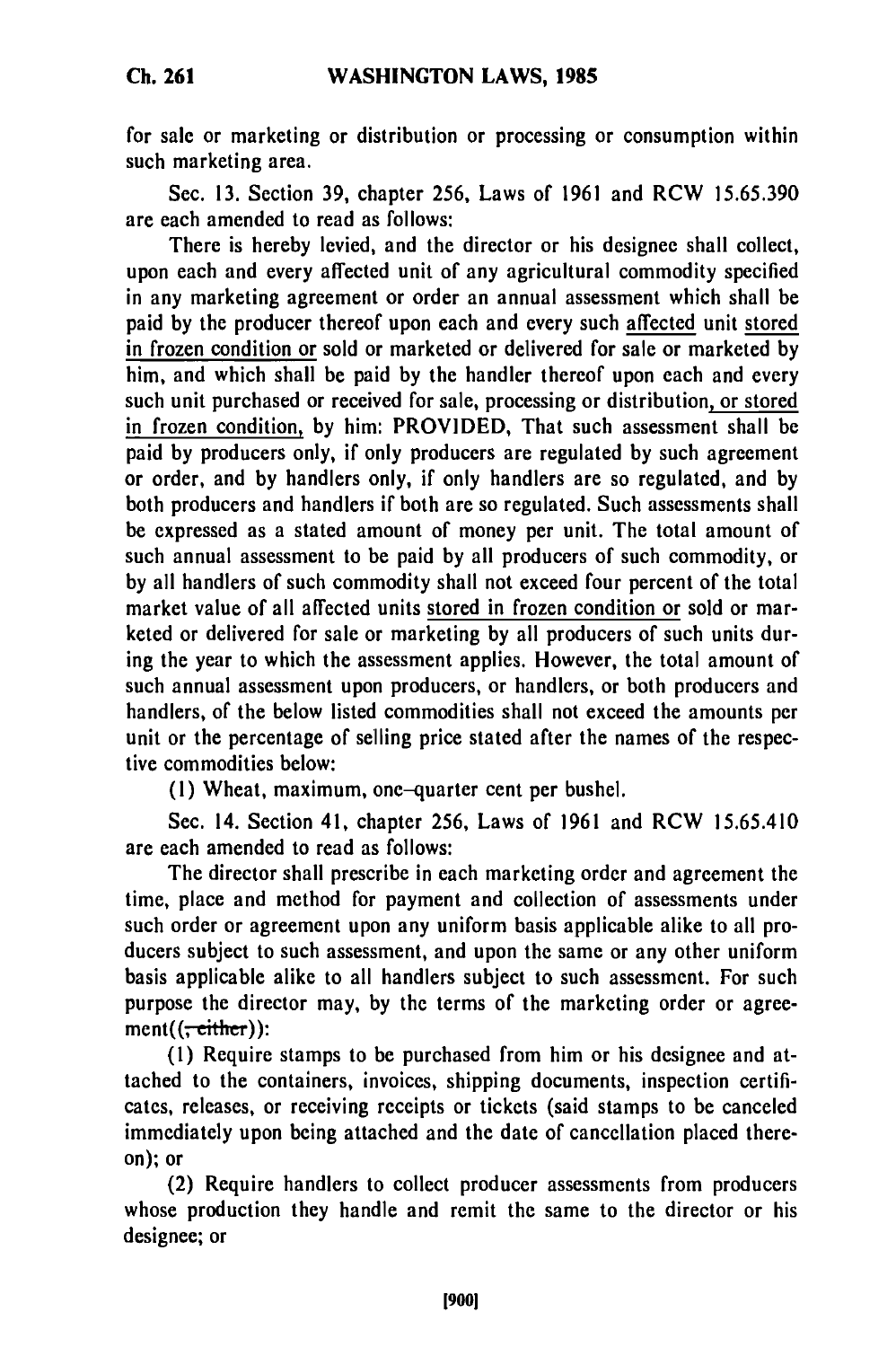for sale or marketing or distribution or processing or consumption within such marketing area.

Sec. 13. Section 39, chapter 256, Laws of 1961 and RCW 15.65.390 are each amended to read as follows:

There is hereby levied, and the director or his designee shall collect, upon each and every affected unit of any agricultural commodity specified in any marketing agreement or order an annual assessment which shall be paid by the producer thereof upon each and every such affected unit stored in frozen condition or sold or marketed or delivered for sale or marketed by him, and which shall be paid by the handler thereof upon each and every such unit purchased or received for sale, processing or distribution, or stored in frozen condition, by him: PROVIDED, That such assessment shall be paid by producers only, if only producers are regulated by such agreement or order, and by handlers only, if only handlers are so regulated, and by both producers and handlers if both are so regulated. Such assessments shall be expressed as a stated amount of money per unit. The total amount of such annual assessment to be paid by all producers of such commodity, or by all handlers of such commodity shall not exceed four percent of the total market value of all affected units stored in frozen condition or sold or marketed or delivered for sale or marketing by all producers of such units during the year to which the assessment applies. However, the total amount of such annual assessment upon producers, or handlers, or both producers and handlers, of the below listed commodities shall not exceed the amounts per unit or the percentage of selling price stated after the names of the respective commodities below:

(1) Wheat, maximum, one-quarter cent per bushel.

Sec. 14. Section 41, chapter 256, Laws of 1961 and RCW 15.65.410 are each amended to read as follows:

The director shall prescribe in each marketing order and agreement the time, place and method for payment and collection of assessments under such order or agreement upon any uniform basis applicable alike to all producers subject to such assessment, and upon the same or any other uniform basis applicable alike to all handlers subject to such assessment. For such purpose the director may, by the terms of the marketing order or agreement((, either)):

(1) Require stamps to be purchased from him or his designee and attached to the containers, invoices, shipping documents, inspection certificates, releases, or receiving receipts or tickets (said stamps to be canceled immediately upon being attached and the date of cancellation placed thereon); or

(2) Require handlers to collect producer assessments from producers whose production they handle and remit the same to the director or his designee; or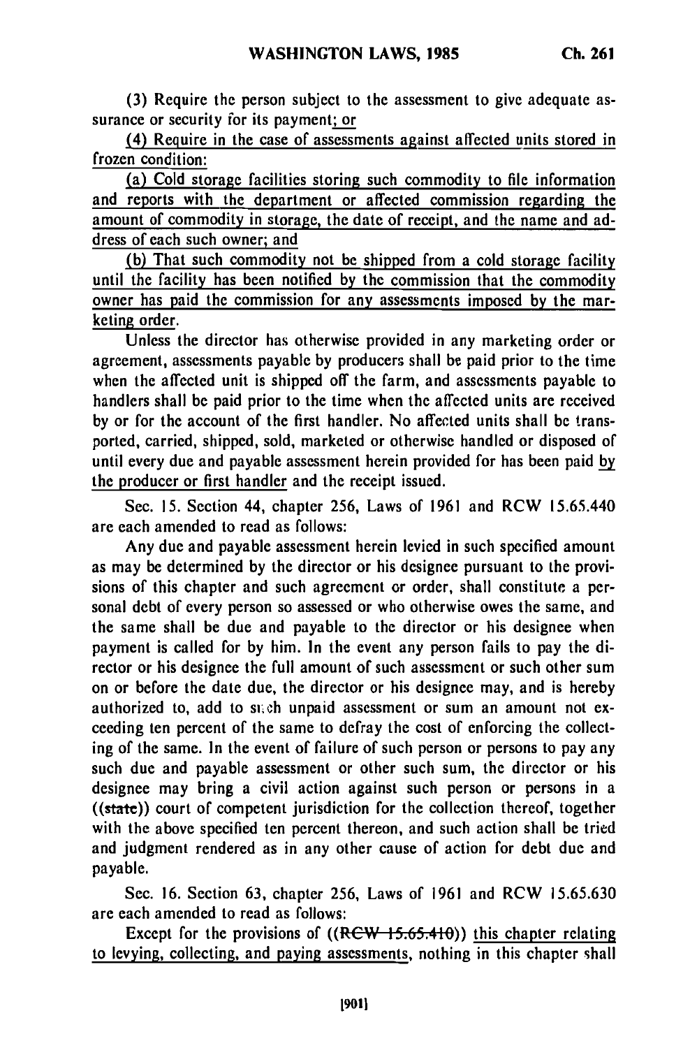(3) Require the person subject to the assessment to give adequate assurance or security for its payment; or

(4) Require in the case of assessments against affected units stored in frozen condition:

(a) Cold storage facilities storing such commodity to file information and reports with the department or affected commission regarding the amount of commodity in storage, the date of receipt, and the name and address of each such owner; and

(b) That such commodity not be shipped from a cold storage facility until the facility has been notified by the commission that the commodity owner has paid the commission for any assessments imposed by the marketing order.

Unless the director has otherwise provided in any marketing order or agreement, assessments payable by producers shall be paid prior to the time when the affected unit is shipped off the farm, and assessments payable to handlers shall be paid prior to the time when the affected units are received by or for the account of the first handler. No affected units shall be transported, carried, shipped, sold, marketed or otherwise handled or disposed of until every due and payable assessment herein provided for has been paid by the producer or first handler and the receipt issued.

Sec. 15. Section 44, chapter 256, Laws of 1961 and RCW 15.65.440 are each amended to read as follows:

Any due and payable assessment herein levied in such specified amount as may be determined by the director or his designee pursuant to the provisions of this chapter and such agreement or order, shall constitute a personal debt of every person so assessed or who otherwise owes the same, and the same shall be due and payable to the director or his designee when payment is called for by him. In the event any person fails to pay the director or his designee the full amount of such assessment or such other sum on or before the date due, the director or his designee may, and is hereby authorized to, add to such unpaid assessment or sum an amount not exceeding ten percent of the same to defray the cost of enforcing the collecting of the same. In the event of failure of such person or persons to pay any such due and payable assessment or other such sum, the director or his designee may bring a civil action against such person or persons in a ((state)) court of competent jurisdiction for the collection thereof, together with the above specified ten percent thereon, and such action shall be tried and judgment rendered as in any other cause of action for debt due and payable.

Sec. 16. Section 63, chapter 256, Laws of 1961 and RCW 15.65.630 are each amended to read as follows:

Except for the provisions of ((RCW 15.65.410)) this chapter relating to levying, collecting, and paying assessments, nothing in this chapter shall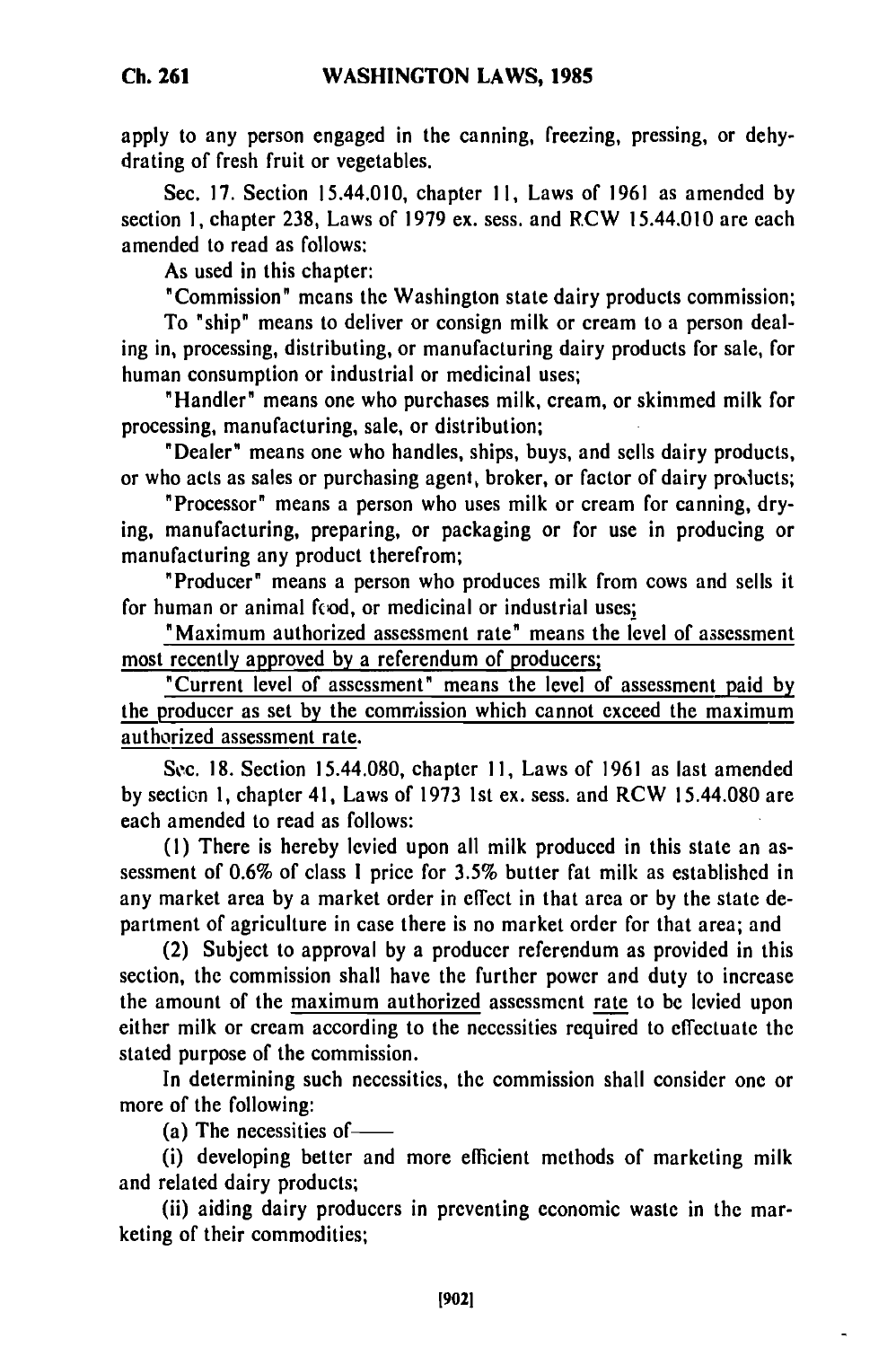apply to any person engaged in the canning, freezing, pressing, or dehydrating of fresh fruit or vegetables.

Sec. 17. Section 15.44.010, chapter 11, Laws of 1961 as amended by section 1, chapter 238, Laws of 1979 ex. sess. and RCW 15.44.010 are each amended to read as follows:

As used in this chapter:

"Commission" means the Washington state dairy products commission;

To "ship" means to deliver or consign milk or cream to a person dealing in, processing, distributing, or manufacturing dairy products for sale, for human consumption or industrial or medicinal uses;

"Handler" means one who purchases milk, cream, or skimmed milk for processing, manufacturing, sale, or distribution;

"Dealer" means one who handles, ships, buys, and sells dairy products, or who acts as sales or purchasing agent, broker, or factor of dairy products;

"Processor" means a person who uses milk or cream for canning, drying, manufacturing, preparing, or packaging or for use in producing or manufacturing any product therefrom;

"Producer" means a person who produces milk from cows and sells it for human or animal food, or medicinal or industrial uses;

<u>"Maximum authorized assessment rate" means the level of assessment most recently approved by a referendum of producers;</u>

<u>"Current level of assessment" means the level of assessment paid by the producer as set by the commission which cannot exceed the maximum authorized assessment rate.</u>

Sec. 18. Section 15.44.080, chapter 11, Laws of 1961 as last amended by section 1, chapter 41, Laws of 1973 1st ex. sess. and RCW 15.44.080 are each amended to read as follows:

(1) There is hereby levied upon all milk produced in this state an assessment of 0.6% of class I price for 3.5% butter fat milk as established in any market area by a market order in effect in that area or by the state department of agriculture in case there is no market order for that area; and

(2) Subject to approval by a producer referendum as provided in this section, the commission shall have the further power and duty to increase the amount of the <u>maximum authorized</u> assessment <u>rate</u> to be levied upon either milk or cream according to the necessities required to effectuate the stated purpose of the commission.

In determining such necessities, the commission shall consider one or more of the following:

(a) The necessities of——

(i) developing better and more efficient methods of marketing milk and related dairy products;

(ii) aiding dairy producers in preventing economic waste in the marketing of their commodities;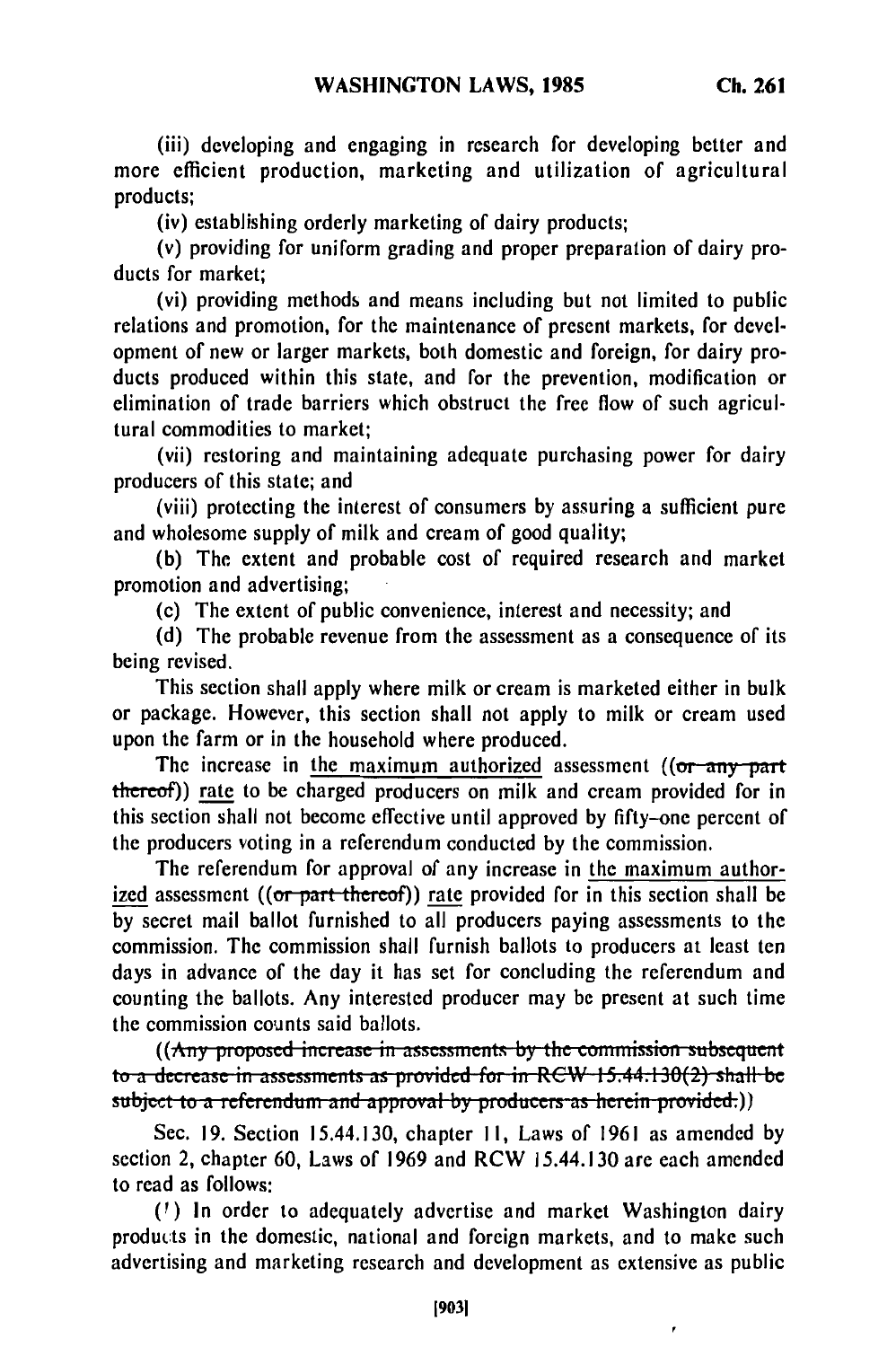(iii) developing and engaging in research for developing better and more efficient production, marketing and utilization of agricultural products;

(iv) establishing orderly marketing of dairy products;

(v) providing for uniform grading and proper preparation of dairy products for market;

(vi) providing methods and means including but not limited to public relations and promotion, for the maintenance of present markets, for development of new or larger markets, both domestic and foreign, for dairy products produced within this state, and for the prevention, modification or elimination of trade barriers which obstruct the free flow of such agricultural commodities to market;

(vii) restoring and maintaining adequate purchasing power for dairy producers of this state; and

(viii) protecting the interest of consumers by assuring a sufficient pure and wholesome supply of milk and cream of good quality;

(b) The extent and probable cost of required research and market promotion and advertising;

(c) The extent of public convenience, interest and necessity; and

(d) The probable revenue from the assessment as a consequence of its being revised.

This section shall apply where milk or cream is marketed either in bulk or package. However, this section shall not apply to milk or cream used upon the farm or in the household where produced.

The increase in the maximum authorized assessment ((~~or any part thereof~~)) rate to be charged producers on milk and cream provided for in this section shall not become effective until approved by fifty-one percent of the producers voting in a referendum conducted by the commission.

The referendum for approval of any increase in the maximum authorized assessment ((~~or part thereof~~)) rate provided for in this section shall be by secret mail ballot furnished to all producers paying assessments to the commission. The commission shall furnish ballots to producers at least ten days in advance of the day it has set for concluding the referendum and counting the ballots. Any interested producer may be present at such time the commission counts said ballots.

((~~Any proposed increase in assessments by the commission subsequent to a decrease in assessments as provided for in RCW 15.44.130(2) shall be subject to a referendum and approval by producers as herein provided.~~))

Sec. 19. Section 15.44.130, chapter 11, Laws of 1961 as amended by section 2, chapter 60, Laws of 1969 and RCW 15.44.130 are each amended to read as follows:

(1) In order to adequately advertise and market Washington dairy products in the domestic, national and foreign markets, and to make such advertising and marketing research and development as extensive as public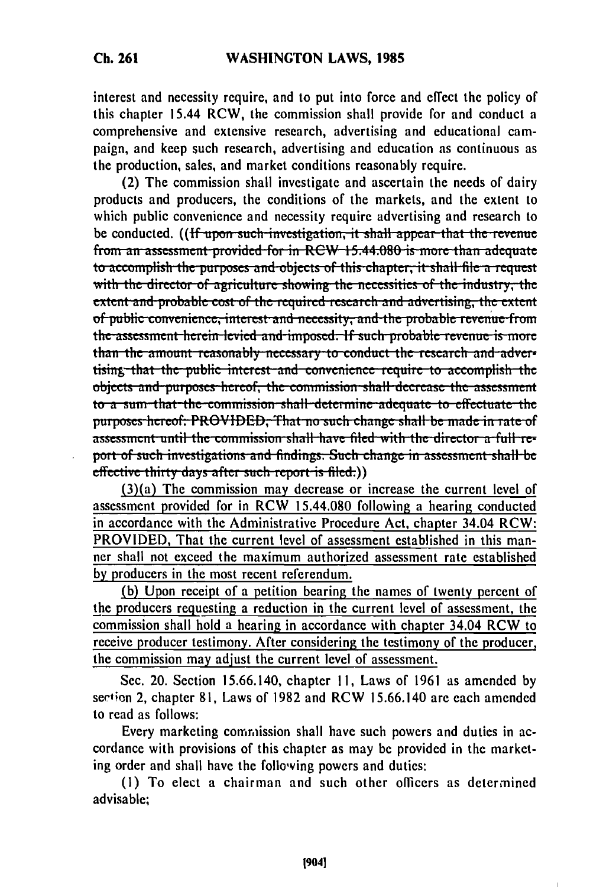interest and necessity require, and to put into force and effect the policy of this chapter 15.44 RCW, the commission shall provide for and conduct a comprehensive and extensive research, advertising and educational campaign, and keep such research, advertising and education as continuous as the production, sales, and market conditions reasonably require.

(2) The commission shall investigate and ascertain the needs of dairy products and producers, the conditions of the markets, and the extent to which public convenience and necessity require advertising and research to be conducted. ((~~If upon such investigation, it shall appear that the revenue from an assessment provided for in RCW 15.44.080 is more than adequate to accomplish the purposes and objects of this chapter, it shall file a request with the director of agriculture showing the necessities of the industry, the extent and probable cost of the required research and advertising, the extent of public convenience, interest and necessity, and the probable revenue from the assessment herein levied and imposed. If such probable revenue is more than the amount reasonably necessary to conduct the research and advertising that the public interest and convenience require to accomplish the objects and purposes hereof, the commission shall decrease the assessment to a sum that the commission shall determine adequate to effectuate the purposes hereof: PROVIDED, That no such change shall be made in rate of assessment until the commission shall have filed with the director a full report of such investigations and findings. Such change in assessment shall be effective thirty days after such report is filed.~~))

<u>(3)(a) The commission may decrease or increase the current level of assessment provided for in RCW 15.44.080 following a hearing conducted in accordance with the Administrative Procedure Act, chapter 34.04 RCW: PROVIDED, That the current level of assessment established in this manner shall not exceed the maximum authorized assessment rate established by producers in the most recent referendum.</u>

<u>(b) Upon receipt of a petition bearing the names of twenty percent of the producers requesting a reduction in the current level of assessment, the commission shall hold a hearing in accordance with chapter 34.04 RCW to receive producer testimony. After considering the testimony of the producer, the commission may adjust the current level of assessment.</u>

Sec. 20. Section 15.66.140, chapter 11, Laws of 1961 as amended by section 2, chapter 81, Laws of 1982 and RCW 15.66.140 are each amended to read as follows:

Every marketing commission shall have such powers and duties in accordance with provisions of this chapter as may be provided in the marketing order and shall have the following powers and duties:

(1) To elect a chairman and such other officers as determined advisable;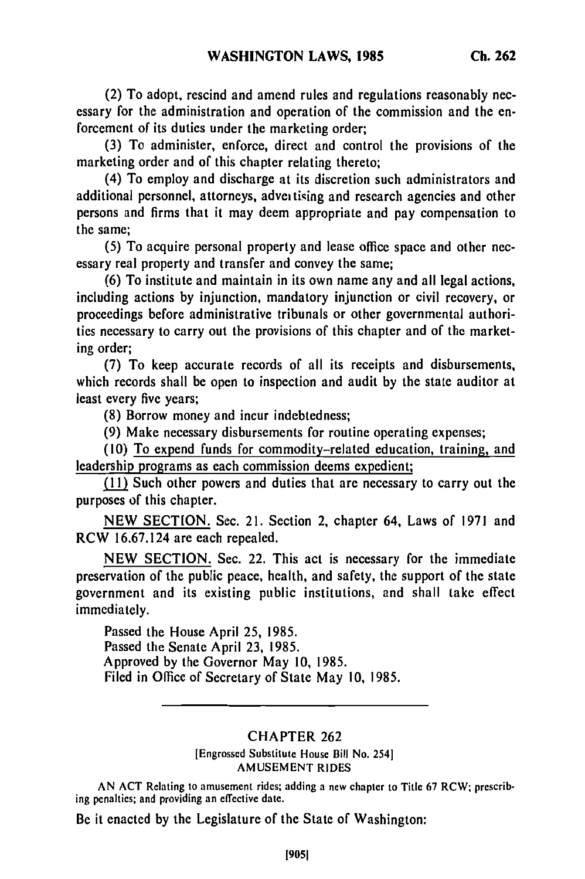(2) To adopt, rescind and amend rules and regulations reasonably necessary for the administration and operation of the commission and the enforcement of its duties under the marketing order;

(3) To administer, enforce, direct and control the provisions of the marketing order and of this chapter relating thereto;

(4) To employ and discharge at its discretion such administrators and additional personnel, attorneys, advertising and research agencies and other persons and firms that it may deem appropriate and pay compensation to the same;

(5) To acquire personal property and lease office space and other necessary real property and transfer and convey the same;

(6) To institute and maintain in its own name any and all legal actions, including actions by injunction, mandatory injunction or civil recovery, or proceedings before administrative tribunals or other governmental authorities necessary to carry out the provisions of this chapter and of the marketing order;

(7) To keep accurate records of all its receipts and disbursements, which records shall be open to inspection and audit by the state auditor at least every five years;

(8) Borrow money and incur indebtedness;

(9) Make necessary disbursements for routine operating expenses;

(10) To expend funds for commodity-related education, training, and leadership programs as each commission deems expedient;

(11) Such other powers and duties that are necessary to carry out the purposes of this chapter.

NEW SECTION. Sec. 21. Section 2, chapter 64, Laws of 1971 and RCW 16.67.124 are each repealed.

NEW SECTION. Sec. 22. This act is necessary for the immediate preservation of the public peace, health, and safety, the support of the state government and its existing public institutions, and shall take effect immediately.

Passed the House April 25, 1985.
Passed the Senate April 23, 1985.
Approved by the Governor May 10, 1985.
Filed in Office of Secretary of State May 10, 1985.

---

## CHAPTER 262

[Engrossed Substitute House Bill No. 254]

AMUSEMENT RIDES

AN ACT Relating to amusement rides; adding a new chapter to Title 67 RCW; prescribing penalties; and providing an effective date.

Be it enacted by the Legislature of the State of Washington: